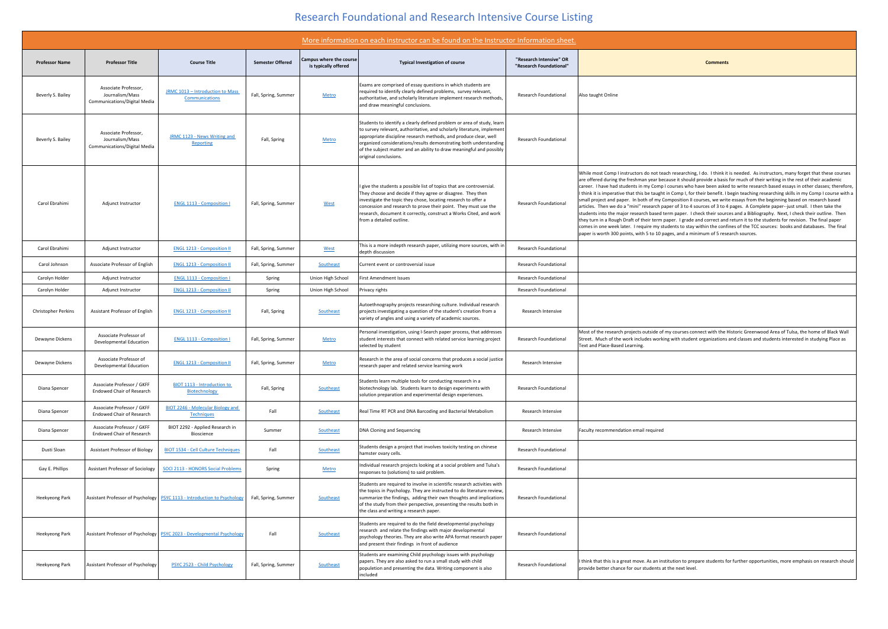# Research Foundational and Research Intensive Course Listing

More information on each instructor can be found on the Instructor Information sheet.

| Professor Name | Professor Title | Course Title | Semester Offered | Campus where the course is typically offered | Typical Investigation of course | "Research Intensive" OR "Research Foundational" | Comments |
|---|---|---|---|---|---|---|---|
| Beverly S. Bailey | Associate Professor, Journalism/Mass Communications/Digital Media | JRMC 1013 – Introduction to Mass Communications | Fall, Spring, Summer | Metro | Exams are comprised of essay questions in which students are required to identify clearly defined problems, survey relevant, authoritative, and scholarly literature implement research methods, and draw meaningful conclusions. | Research Foundational | Also taught Online |
| Beverly S. Bailey | Associate Professor, Journalism/Mass Communications/Digital Media | JRMC 1123 - News Writing and Reporting | Fall, Spring | Metro | Students to identify a clearly defined problem or area of study, learn to survey relevant, authoritative, and scholarly literature, implement appropriate discipline research methods, and produce clear, well organized considerations/results demonstrating both understanding of the subject matter and an ability to draw meaningful and possibly original conclusions. | Research Foundational | |
| Carol Ebrahimi | Adjunct Instructor | ENGL 1113 - Composition I | Fall, Spring, Summer | West | I give the students a possible list of topics that are controversial. They choose and decide if they agree or disagree. They then investigate the topic they chose, locating research to offer a concession and research to prove their point. They must use the research, document it correctly, construct a Works Cited, and work from a detailed outline. | Research Foundational | While most Comp I instructors do not teach researching, I do. I think it is needed. As instructors, many forget that these courses are offered during the freshman year because it should provide a basis for much of their writing in the rest of their academic career. I have had students in my Comp I courses who have been asked to write research based essays in other classes; therefore, I think it is imperative that this be taught in Comp I, for their benefit. I begin teaching researching skills in my Comp I course with a small project and paper. In both of my Composition II courses, we write essays from the beginning based on research based articles. Then we do a "mini" research paper of 3 to 4 sources of 3 to 4 pages. A Complete paper--just small. I then take the students into the major research based term paper. I check their sources and a Bibliography. Next, I check their outline. Then they turn in a Rough Draft of their term paper. I grade and correct and return it to the students for revision. The final paper comes in one week later. I require my students to stay within the confines of the TCC sources: books and databases. The final paper is worth 300 points, with 5 to 10 pages, and a minimum of 5 research sources. |
| Carol Ebrahimi | Adjunct Instructor | ENGL 1213 - Composition II | Fall, Spring, Summer | West | This is a more indepth research paper, utilizing more sources, with in depth discussion | Research Foundational | |
| Carol Johnson | Associate Professor of English | ENGL 1213 - Composition II | Fall, Spring, Summer | Southeast | Current event or controversial issue | Research Foundational | |
| Carolyn Holder | Adjunct Instructor | ENGL 1113 - Composition I | Spring | Union High School | First Amendment Issues | Research Foundational | |
| Carolyn Holder | Adjunct Instructor | ENGL 1213 - Composition II | Spring | Union High School | Privacy rights | Research Foundational | |
| Christopher Perkins | Assistant Professor of English | ENGL 1213 - Composition II | Fall, Spring | Southeast | Autoethnography projects researching culture. Individual research projects investigating a question of the student's creation from a variety of angles and using a variety of academic sources. | Research Intensive | |
| Dewayne Dickens | Associate Professor of Developmental Education | ENGL 1113 - Composition I | Fall, Spring, Summer | Metro | Personal investigation, using I-Search paper process, that addresses student interests that connect with related service learning project selected by student | Research Foundational | Most of the research projects outside of my courses connect with the Historic Greenwood Area of Tulsa, the home of Black Wall Street. Much of the work includes working with student organizations and classes and students interested in studying Place as Text and Place-Based Learning. |
| Dewayne Dickens | Associate Professor of Developmental Education | ENGL 1213 - Composition II | Fall, Spring, Summer | Metro | Research in the area of social concerns that produces a social justice research paper and related service learning work | Research Intensive | |
| Diana Spencer | Associate Professor / GKFF Endowed Chair of Research | BIOT 1113 - Introduction to Biotechnology | Fall, Spring | Southeast | Students learn multiple tools for conducting research in a biotechnology lab. Students learn to design experiments with solution preparation and experimental design experiences. | Research Foundational | |
| Diana Spencer | Associate Professor / GKFF Endowed Chair of Research | BIOT 2246 - Molecular Biology and Techniques | Fall | Southeast | Real Time RT PCR and DNA Barcoding and Bacterial Metabolism | Research Intensive | |
| Diana Spencer | Associate Professor / GKFF Endowed Chair of Research | BIOT 2292 - Applied Research in Bioscience | Summer | Southeast | DNA Cloning and Sequencing | Research Intensive | Faculty recommendation email required |
| Dusti Sloan | Assistant Professor of Biology | BIOT 1534 - Cell Culture Techniques | Fall | Southeast | Students design a project that involves toxicity testing on chinese hamster ovary cells. | Research Foundational | |
| Gay E. Phillips | Assistant Professor of Sociology | SOCI 2113 - HONORS Social Problems | Spring | Metro | Individual research projects looking at a social problem and Tulsa's responses to (solutions) to said problem. | Research Foundational | |
| Heekyeong Park | Assistant Professor of Psychology | PSYC 1113 - Introduction to Psychology | Fall, Spring, Summer | Southeast | Students are required to involve in scientific research activities with the topics in Psychology. They are instructed to do literature review, summarize the findings, adding their own thoughts and implications of the study from their perspective, presenting the results both in the class and writing a research paper. | Research Foundational | |
| Heekyeong Park | Assistant Professor of Psychology | PSYC 2023 - Developmental Psychology | Fall | Southeast | Students are required to do the field developmental psychology research and relate the findings with major developmental psychology theories. They are also write APA format research paper and present their findings in front of audience | Research Foundational | |
| Heekyeong Park | Assistant Professor of Psychology | PSYC 2523 - Child Psychology | Fall, Spring, Summer | Southeast | Students are examining Child psychology issues with psychology papers. They are also asked to run a small study with child populetion and presenting the data. Writing component is also included | Research Foundational | I think that this is a great move. As an institution to prepare students for further opportunities, more emphasis on research should provide better chance for our students at the next level. |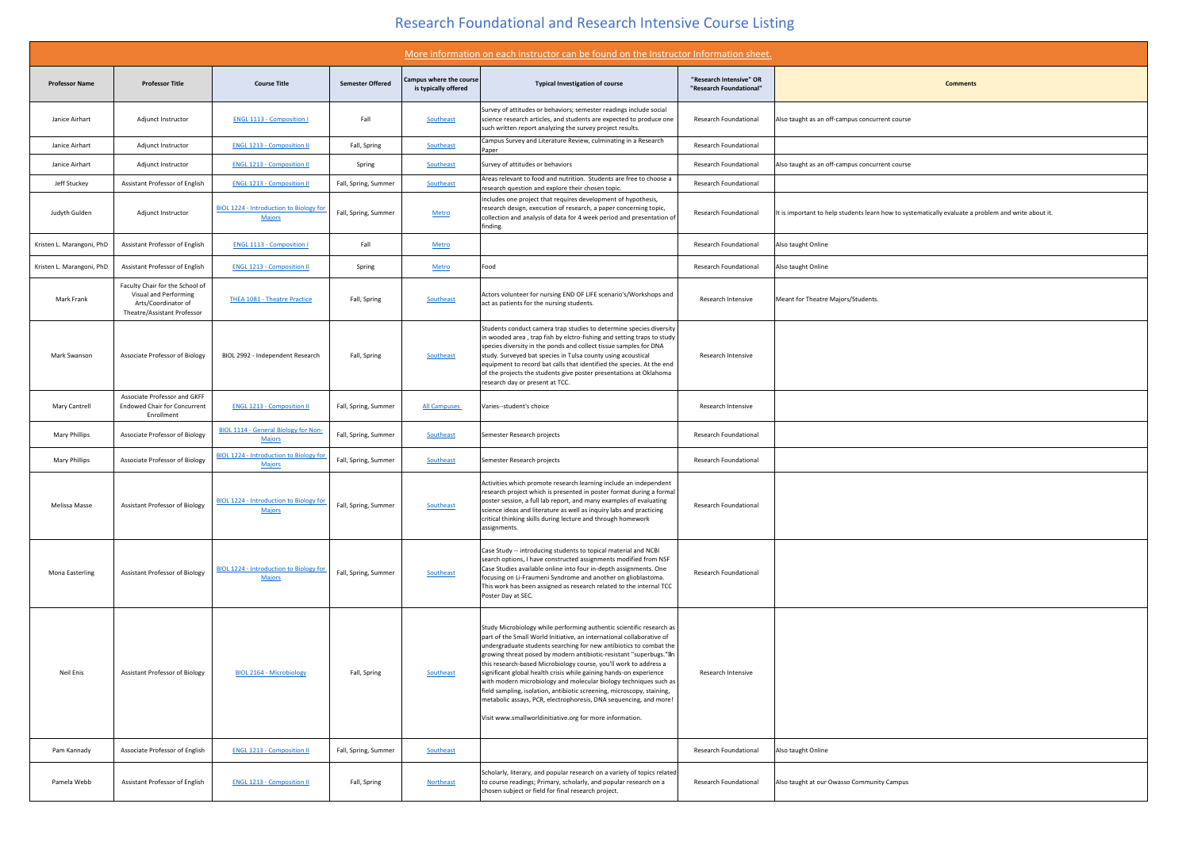# Research Foundational and Research Intensive Course Listing

More information on each instructor can be found on the Instructor Information sheet.

| Professor Name | Professor Title | Course Title | Semester Offered | Campus where the course is typically offered | Typical Investigation of course | "Research Intensive" OR "Research Foundational" | Comments |
|---|---|---|---|---|---|---|---|
| Janice Airhart | Adjunct Instructor | ENGL 1113 - Composition I | Fall | Southeast | Survey of attitudes or behaviors; semester readings include social science research articles, and students are expected to produce one such written report analyzing the survey project results. | Research Foundational | Also taught as an off-campus concurrent course |
| Janice Airhart | Adjunct Instructor | ENGL 1213 - Composition II | Fall, Spring | Southeast | Campus Survey and Literature Review, culminating in a Research Paper | Research Foundational | |
| Janice Airhart | Adjunct Instructor | ENGL 1213 - Composition II | Spring | Southeast | Survey of attitudes or behaviors | Research Foundational | Also taught as an off-campus concurrent course |
| Jeff Stuckey | Assistant Professor of English | ENGL 1213 - Composition II | Fall, Spring, Summer | Southeast | Areas relevant to food and nutrition. Students are free to choose a research question and explore their chosen topic. | Research Foundational | |
| Judyth Gulden | Adjunct Instructor | BIOL 1224 - Introduction to Biology for Majors | Fall, Spring, Summer | Metro | Includes one project that requires development of hypothesis, research design, execution of research, a paper concerning topic, collection and analysis of data for 4 week period and presentation of finding. | Research Foundational | It is important to help students learn how to systematically evaluate a problem and write about it. |
| Kristen L. Marangoni, PhD | Assistant Professor of English | ENGL 1113 - Composition I | Fall | Metro | | Research Foundational | Also taught Online |
| Kristen L. Marangoni, PhD | Assistant Professor of English | ENGL 1213 - Composition II | Spring | Metro | Food | Research Foundational | Also taught Online |
| Mark Frank | Faculty Chair for the School of Visual and Performing Arts/Coordinator of Theatre/Assistant Professor | THEA 1081 - Theatre Practice | Fall, Spring | Southeast | Actors volunteer for nursing END OF LIFE scenario's/Workshops and act as patients for the nursing students. | Research Intensive | Meant for Theatre Majors/Students. |
| Mark Swanson | Associate Professor of Biology | BIOL 2992 - Independent Research | Fall, Spring | Southeast | Students conduct camera trap studies to determine species diversity in wooded area , trap fish by elctro-fishing and setting traps to study species diversity in the ponds and collect tissue samples for DNA study. Surveyed bat species in Tulsa county using acoustical equipment to record bat calls that identified the species. At the end of the projects the students give poster presentations at Oklahoma research day or present at TCC. | Research Intensive | |
| Mary Cantrell | Associate Professor and GKFF Endowed Chair for Concurrent Enrollment | ENGL 1213 - Composition II | Fall, Spring, Summer | All Campuses | Varies--student's choice | Research Intensive | |
| Mary Phillips | Associate Professor of Biology | BIOL 1114 - General Biology for Non-Majors | Fall, Spring, Summer | Southeast | Semester Research projects | Research Foundational | |
| Mary Phillips | Associate Professor of Biology | BIOL 1224 - Introduction to Biology for Majors | Fall, Spring, Summer | Southeast | Semester Research projects | Research Foundational | |
| Melissa Masse | Assistant Professor of Biology | BIOL 1224 - Introduction to Biology for Majors | Fall, Spring, Summer | Southeast | Activities which promote research learning include an independent research project which is presented in poster format during a formal poster session, a full lab report, and many examples of evaluating science ideas and literature as well as inquiry labs and practicing critical thinking skills during lecture and through homework assignments. | Research Foundational | |
| Mona Easterling | Assistant Professor of Biology | BIOL 1224 - Introduction to Biology for Majors | Fall, Spring, Summer | Southeast | Case Study -- introducing students to topical material and NCBI search options, I have constructed assignments modified from NSF Case Studies available online into four in-depth assignments. One focusing on Li-Fraumeni Syndrome and another on glioblastoma. This work has been assigned as research related to the internal TCC Poster Day at SEC. | Research Foundational | |
| Neil Enis | Assistant Professor of Biology | BIOL 2164 - Microbiology | Fall, Spring | Southeast | Study Microbiology while performing authentic scientific research as part of the Small World Initiative, an international collaborative of undergraduate students searching for new antibiotics to combat the growing threat posed by modern antibiotic-resistant "superbugs."In this research-based Microbiology course, you'll work to address a significant global health crisis while gaining hands-on experience with modern microbiology and molecular biology techniques such as field sampling, isolation, antibiotic screening, microscopy, staining, metabolic assays, PCR, electrophoresis, DNA sequencing, and more! Visit www.smallworldinitiative.org for more information. | Research Intensive | |
| Pam Kannady | Associate Professor of English | ENGL 1213 - Composition II | Fall, Spring, Summer | Southeast | | Research Foundational | Also taught Online |
| Pamela Webb | Assistant Professor of English | ENGL 1213 - Composition II | Fall, Spring | Northeast | Scholarly, literary, and popular research on a variety of topics related to course readings; Primary, scholarly, and popular research on a chosen subject or field for final research project. | Research Foundational | Also taught at our Owasso Community Campus |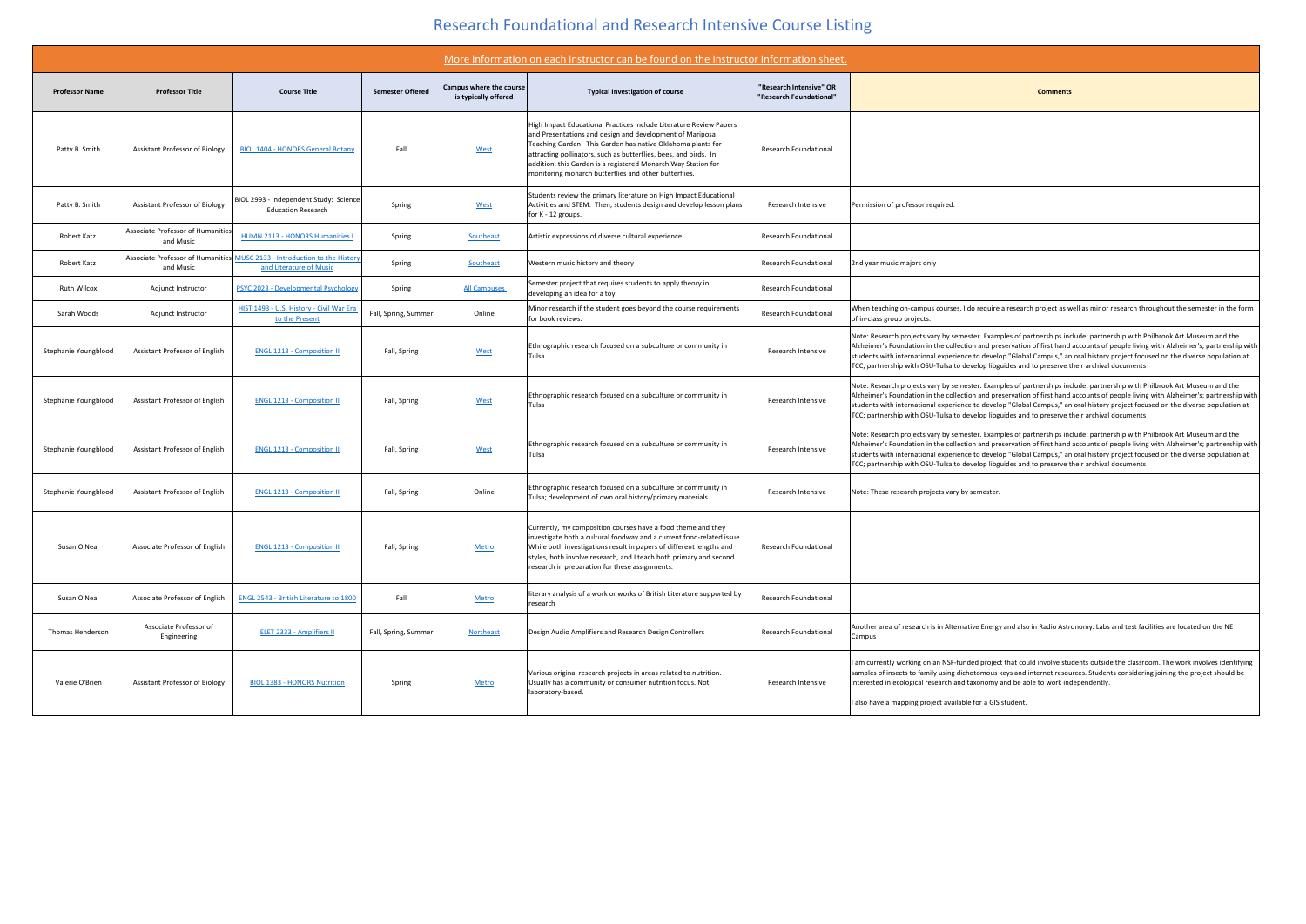# Research Foundational and Research Intensive Course Listing

More information on each instructor can be found on the Instructor Information sheet.

| Professor Name | Professor Title | Course Title | Semester Offered | Campus where the course is typically offered | Typical Investigation of course | "Research Intensive" OR "Research Foundational" | Comments |
|---|---|---|---|---|---|---|---|
| Patty B. Smith | Assistant Professor of Biology | BIOL 1404 - HONORS General Botany | Fall | West | High Impact Educational Practices include Literature Review Papers and Presentations and design and development of Mariposa Teaching Garden. This Garden has native Oklahoma plants for attracting pollinators, such as butterflies, bees, and birds. In addition, this Garden is a registered Monarch Way Station for monitoring monarch butterflies and other butterflies. | Research Foundational | |
| Patty B. Smith | Assistant Professor of Biology | BIOL 2993 - Independent Study: Science Education Research | Spring | West | Students review the primary literature on High Impact Educational Activities and STEM. Then, students design and develop lesson plans for K - 12 groups. | Research Intensive | Permission of professor required. |
| Robert Katz | Associate Professor of Humanities and Music | HUMN 2113 - HONORS Humanities I | Spring | Southeast | Artistic expressions of diverse cultural experience | Research Foundational | |
| Robert Katz | Associate Professor of Humanities and Music | MUSC 2133 - Introduction to the History and Literature of Music | Spring | Southeast | Western music history and theory | Research Foundational | 2nd year music majors only |
| Ruth Wilcox | Adjunct Instructor | PSYC 2023 - Developmental Psychology | Spring | All Campuses | Semester project that requires students to apply theory in developing an idea for a toy | Research Foundational | |
| Sarah Woods | Adjunct Instructor | HIST 1493 - U.S. History - Civil War Era to the Present | Fall, Spring, Summer | Online | Minor research if the student goes beyond the course requirements for book reviews. | Research Foundational | When teaching on-campus courses, I do require a research project as well as minor research throughout the semester in the form of in-class group projects. |
| Stephanie Youngblood | Assistant Professor of English | ENGL 1213 - Composition II | Fall, Spring | West | Ethnographic research focused on a subculture or community in Tulsa | Research Intensive | Note: Research projects vary by semester. Examples of partnerships include: partnership with Philbrook Art Museum and the Alzheimer's Foundation in the collection and preservation of first hand accounts of people living with Alzheimer's; partnership with students with international experience to develop "Global Campus," an oral history project focused on the diverse population at TCC; partnership with OSU-Tulsa to develop libguides and to preserve their archival documents |
| Stephanie Youngblood | Assistant Professor of English | ENGL 1213 - Composition II | Fall, Spring | West | Ethnographic research focused on a subculture or community in Tulsa | Research Intensive | Note: Research projects vary by semester. Examples of partnerships include: partnership with Philbrook Art Museum and the Alzheimer's Foundation in the collection and preservation of first hand accounts of people living with Alzheimer's; partnership with students with international experience to develop "Global Campus," an oral history project focused on the diverse population at TCC; partnership with OSU-Tulsa to develop libguides and to preserve their archival documents |
| Stephanie Youngblood | Assistant Professor of English | ENGL 1213 - Composition II | Fall, Spring | West | Ethnographic research focused on a subculture or community in Tulsa | Research Intensive | Note: Research projects vary by semester. Examples of partnerships include: partnership with Philbrook Art Museum and the Alzheimer's Foundation in the collection and preservation of first hand accounts of people living with Alzheimer's; partnership with students with international experience to develop "Global Campus," an oral history project focused on the diverse population at TCC; partnership with OSU-Tulsa to develop libguides and to preserve their archival documents |
| Stephanie Youngblood | Assistant Professor of English | ENGL 1213 - Composition II | Fall, Spring | Online | Ethnographic research focused on a subculture or community in Tulsa; development of own oral history/primary materials | Research Intensive | Note: These research projects vary by semester. |
| Susan O'Neal | Associate Professor of English | ENGL 1213 - Composition II | Fall, Spring | Metro | Currently, my composition courses have a food theme and they investigate both a cultural foodway and a current food-related issue. While both investigations result in papers of different lengths and styles, both involve research, and I teach both primary and second research in preparation for these assignments. | Research Foundational | |
| Susan O'Neal | Associate Professor of English | ENGL 2543 - British Literature to 1800 | Fall | Metro | literary analysis of a work or works of British Literature supported by research | Research Foundational | |
| Thomas Henderson | Associate Professor of Engineering | ELET 2333 - Amplifiers II | Fall, Spring, Summer | Northeast | Design Audio Amplifiers and Research Design Controllers | Research Foundational | Another area of research is in Alternative Energy and also in Radio Astronomy. Labs and test facilities are located on the NE Campus |
| Valerie O'Brien | Assistant Professor of Biology | BIOL 1383 - HONORS Nutrition | Spring | Metro | Various original research projects in areas related to nutrition. Usually has a community or consumer nutrition focus. Not laboratory-based. | Research Intensive | I am currently working on an NSF-funded project that could involve students outside the classroom. The work involves identifying samples of insects to family using dichotomous keys and internet resources. Students considering joining the project should be interested in ecological research and taxonomy and be able to work independently. I also have a mapping project available for a GIS student. |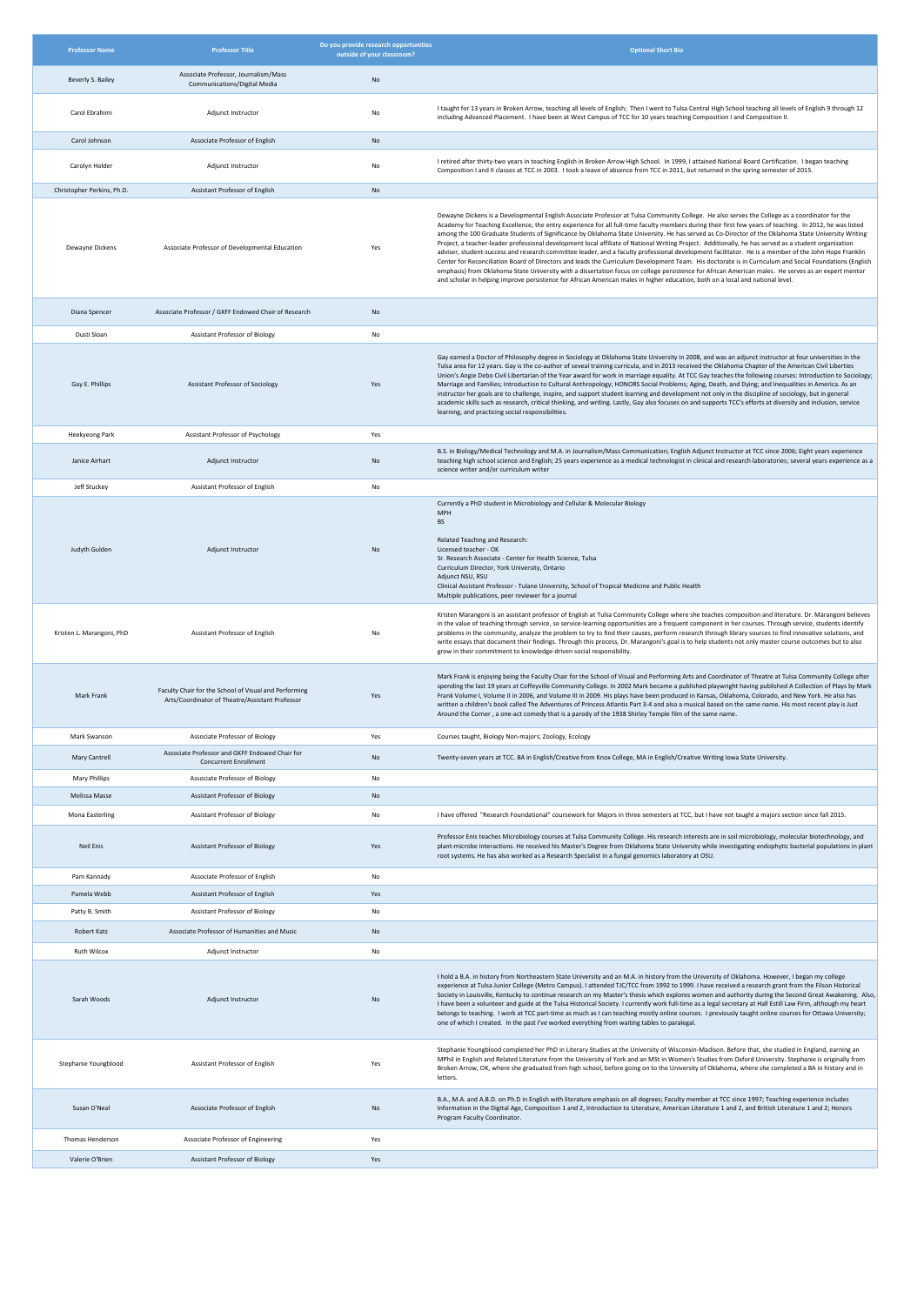| Professor Name | Professor Title | Do you provide research opportunities outside of your classroom? | Optional Short Bio |
|---|---|---|---|
| Beverly S. Bailey | Associate Professor, Journalism/Mass Communications/Digital Media | No | |
| Carol Ebrahimi | Adjunct Instructor | No | I taught for 13 years in Broken Arrow, teaching all levels of English; Then I went to Tulsa Central High School teaching all levels of English 9 through 12 including Advanced Placement. I have been at West Campus of TCC for 10 years teaching Composition I and Composition II. |
| Carol Johnson | Associate Professor of English | No | |
| Carolyn Holder | Adjunct Instructor | No | I retired after thirty-two years in teaching English in Broken Arrow High School. In 1999, I attained National Board Certification. I began teaching Composition I and II classes at TCC in 2003. I took a leave of absence from TCC in 2011, but returned in the spring semester of 2015. |
| Christopher Perkins, Ph.D. | Assistant Professor of English | No | |
| Dewayne Dickens | Associate Professor of Developmental Education | Yes | Dewayne Dickens is a Developmental English Associate Professor at Tulsa Community College. He also serves the College as a coordinator for the Academy for Teaching Excellence, the entry experience for all full-time faculty members during their first few years of teaching. In 2012, he was listed among the 100 Graduate Students of Significance by Oklahoma State University. He has served as Co-Director of the Oklahoma State University Writing Project, a teacher-leader professional development local affiliate of National Writing Project. Additionally, he has served as a student organization adviser, student-success and research committee leader, and a faculty professional development facilitator. He is a member of the John Hope Franklin Center for Reconciliation Board of Directors and leads the Curriculum Development Team. His doctorate is in Curriculum and Social Foundations (English emphasis) from Oklahoma State University with a dissertation focus on college persistence for African American males. He serves as an expert mentor and scholar in helping improve persistence for African American males in higher education, both on a local and national level. |
| Diana Spencer | Associate Professor / GKFF Endowed Chair of Research | No | |
| Dusti Sloan | Assistant Professor of Biology | No | |
| Gay E. Phillips | Assistant Professor of Sociology | Yes | Gay earned a Doctor of Philosophy degree in Sociology at Oklahoma State University in 2008, and was an adjunct instructor at four universities in the Tulsa area for 12 years. Gay is the co-author of seveal training curricula, and in 2013 received the Oklahoma Chapter of the American Civil Liberties Union's Angie Debo Civil Libertarian of the Year award for work in marriage equality. At TCC Gay teaches the following courses: Introduction to Sociology; Marriage and Families; Introduction to Cultural Anthropology; HONORS Social Problems; Aging, Death, and Dying; and Inequalities in America. As an instructor her goals are to challenge, inspire, and support student learning and development not only in the discipline of sociology, but in general academic skills such as research, critical thinking, and writing. Lastly, Gay also focuses on and supports TCC's efforts at diversity and inclusion, service learning, and practicing social responsibilities. |
| Heekyeong Park | Assistant Professor of Psychology | Yes | |
| Janice Airhart | Adjunct Instructor | No | B.S. in Biology/Medical Technology and M.A. in Journalism/Mass Communication; English Adjunct Instructor at TCC since 2006; Eight years experience teaching high school science and English; 25 years experience as a medical technologist in clinical and research laboratories; several years experience as a science writer and/or curriculum writer |
| Jeff Stuckey | Assistant Professor of English | No | |
| Judyth Gulden | Adjunct Instructor | No | Currently a PhD student in Microbiology and Cellular & Molecular Biology<br>MPH<br>BS<br><br>Related Teaching and Research:<br>Licensed teacher - OK<br>Sr. Research Associate - Center for Health Science, Tulsa<br>Curriculum Director, York University, Ontario<br>Adjunct NSU, RSU<br>Clinical Assistant Professor - Tulane University, School of Tropical Medicine and Public Health<br>Multiple publications, peer reviewer for a journal |
| Kristen L. Marangoni, PhD | Assistant Professor of English | No | Kristen Marangoni is an assistant professor of English at Tulsa Community College where she teaches composition and literature. Dr. Marangoni believes in the value of teaching through service, so service-learning opportunities are a frequent component in her courses. Through service, students identify problems in the community, analyze the problem to try to find their causes, perform research through library sources to find innovative solutions, and write essays that document their findings. Through this process, Dr. Marangoni's goal is to help students not only master course outcomes but to also grow in their commitment to knowledge-driven social responsibility. |
| Mark Frank | Faculty Chair for the School of Visual and Performing Arts/Coordinator of Theatre/Assistant Professor | Yes | Mark Frank is enjoying being the Faculty Chair for the School of Visual and Performing Arts and Coordinator of Theatre at Tulsa Community College after spending the last 19 years at Coffeyville Community College. In 2002 Mark became a published playwright having published A Collection of Plays by Mark Frank Volume I, Volume II in 2006, and Volume III in 2009. His plays have been produced in Kansas, Oklahoma, Colorado, and New York. He also has written a children's book called The Adventures of Princess Atlantis Part 3-4 and also a musical based on the same name. His most recent play is Just Around the Corner , a one-act comedy that is a parody of the 1938 Shirley Temple film of the same name. |
| Mark Swanson | Associate Professor of Biology | Yes | Courses taught, Biology Non-majors; Zoology, Ecology |
| Mary Cantrell | Associate Professor and GKFF Endowed Chair for Concurrent Enrollment | No | Twenty-seven years at TCC. BA in English/Creative from Knox College, MA in English/Creative Writing Iowa State University. |
| Mary Phillips | Associate Professor of Biology | No | |
| Melissa Masse | Assistant Professor of Biology | No | |
| Mona Easterling | Assistant Professor of Biology | No | I have offered "Research Foundational" coursework for Majors in three semesters at TCC, but I have not taught a majors section since fall 2015. |
| Neil Enis | Assistant Professor of Biology | Yes | Professor Enis teaches Microbiology courses at Tulsa Community College. His research interests are in soil microbiology, molecular biotechnology, and plant-microbe interactions. He received his Master's Degree from Oklahoma State University while investigating endophytic bacterial populations in plant root systems. He has also worked as a Research Specialist in a fungal genomics laboratory at OSU. |
| Pam Kannady | Associate Professor of English | No | |
| Pamela Webb | Assistant Professor of English | Yes | |
| Patty B. Smith | Assistant Professor of Biology | No | |
| Robert Katz | Associate Professor of Humanities and Music | No | |
| Ruth Wilcox | Adjunct Instructor | No | |
| Sarah Woods | Adjunct Instructor | No | I hold a B.A. in history from Northeastern State University and an M.A. in history from the University of Oklahoma. However, I began my college experience at Tulsa Junior College (Metro Campus). I attended TJC/TCC from 1992 to 1999. I have received a research grant from the Filson Historical Society in Louisville, Kentucky to continue research on my Master's thesis which explores women and authority during the Second Great Awakening. Also, I have been a volunteer and guide at the Tulsa Historical Society. I currently work full-time as a legal secretary at Hall Estill Law Firm, although my heart belongs to teaching. I work at TCC part-time as much as I can teaching mostly online courses. I previously taught online courses for Ottawa University; one of which I created. In the past I've worked everything from waiting tables to paralegal. |
| Stephanie Youngblood | Assistant Professor of English | Yes | Stephanie Youngblood completed her PhD in Literary Studies at the University of Wisconsin-Madison. Before that, she studied in England, earning an MPhil in English and Related Literature from the University of York and an MSt in Women's Studies from Oxford University. Stephanie is originally from Broken Arrow, OK, where she graduated from high school, before going on to the University of Oklahoma, where she completed a BA in history and in letters. |
| Susan O'Neal | Associate Professor of English | No | B.A., M.A. and A.B.D. on Ph.D in English with literature emphasis on all degrees; Faculty member at TCC since 1997; Teaching experience includes Information in the Digital Age, Composition 1 and 2, Introduction to Literature, American Literature 1 and 2, and British Literature 1 and 2; Honors Program Faculty Coordinator. |
| Thomas Henderson | Associate Professor of Engineering | Yes | |
| Valerie O'Brien | Assistant Professor of Biology | Yes | |